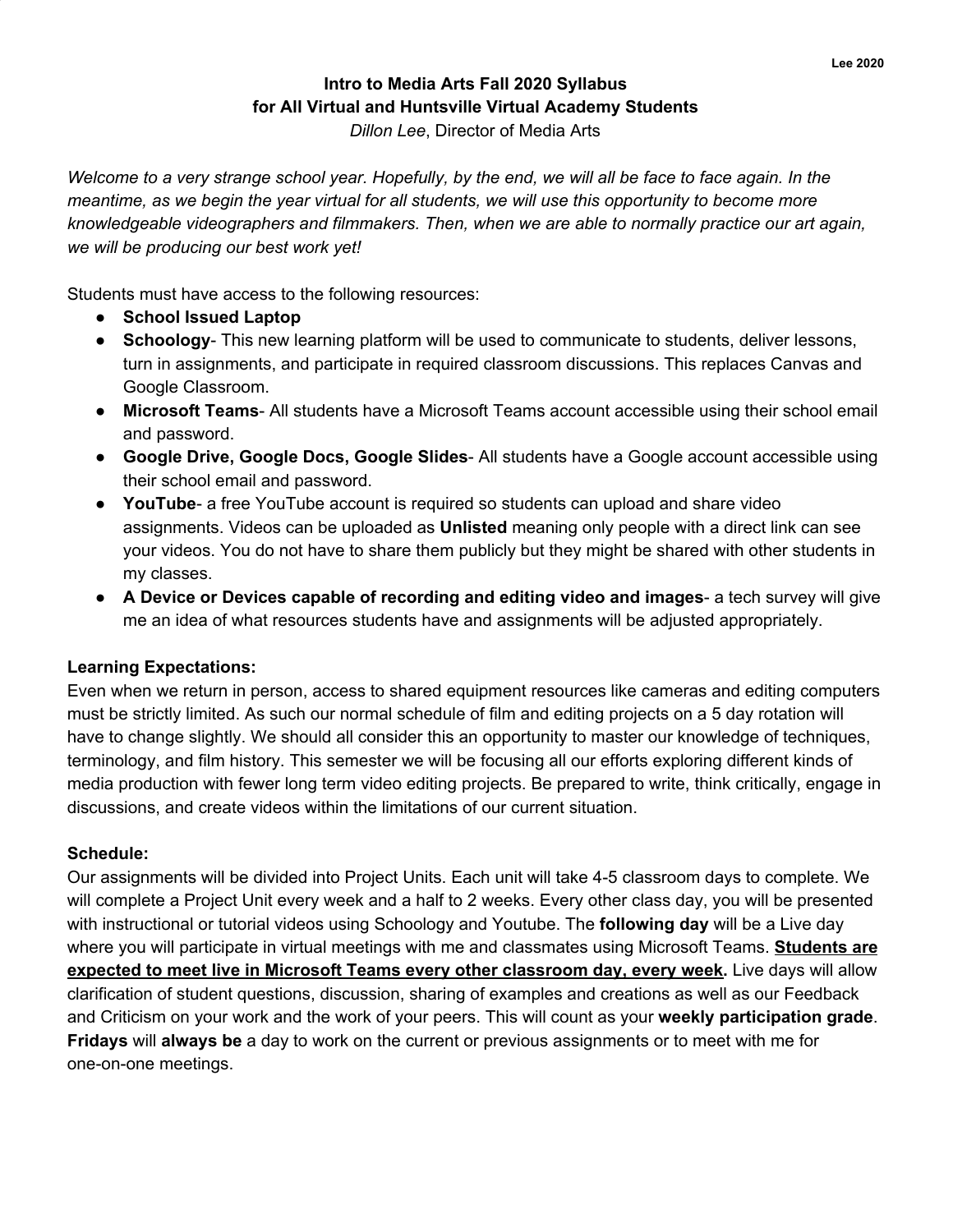# Intro to Media Arts Fall 2020 Syllabus
## for All Virtual and Huntsville Virtual Academy Students

*Dillon Lee*, Director of Media Arts

*Welcome to a very strange school year. Hopefully, by the end, we will all be face to face again. In the meantime, as we begin the year virtual for all students, we will use this opportunity to become more knowledgeable videographers and filmmakers. Then, when we are able to normally practice our art again, we will be producing our best work yet!*

Students must have access to the following resources:

- **School Issued Laptop**
- **Schoology**- This new learning platform will be used to communicate to students, deliver lessons, turn in assignments, and participate in required classroom discussions. This replaces Canvas and Google Classroom.
- **Microsoft Teams**- All students have a Microsoft Teams account accessible using their school email and password.
- **Google Drive, Google Docs, Google Slides**- All students have a Google account accessible using their school email and password.
- **YouTube**- a free YouTube account is required so students can upload and share video assignments. Videos can be uploaded as **Unlisted** meaning only people with a direct link can see your videos. You do not have to share them publicly but they might be shared with other students in my classes.
- **A Device or Devices capable of recording and editing video and images**- a tech survey will give me an idea of what resources students have and assignments will be adjusted appropriately.

**Learning Expectations:**

Even when we return in person, access to shared equipment resources like cameras and editing computers must be strictly limited. As such our normal schedule of film and editing projects on a 5 day rotation will have to change slightly. We should all consider this an opportunity to master our knowledge of techniques, terminology, and film history. This semester we will be focusing all our efforts exploring different kinds of media production with fewer long term video editing projects. Be prepared to write, think critically, engage in discussions, and create videos within the limitations of our current situation.

**Schedule:**

Our assignments will be divided into Project Units. Each unit will take 4-5 classroom days to complete. We will complete a Project Unit every week and a half to 2 weeks. Every other class day, you will be presented with instructional or tutorial videos using Schoology and Youtube. The **following day** will be a Live day where you will participate in virtual meetings with me and classmates using Microsoft Teams. **Students are expected to meet live in Microsoft Teams every other classroom day, every week.** Live days will allow clarification of student questions, discussion, sharing of examples and creations as well as our Feedback and Criticism on your work and the work of your peers. This will count as your **weekly participation grade**. **Fridays** will **always be** a day to work on the current or previous assignments or to meet with me for one-on-one meetings.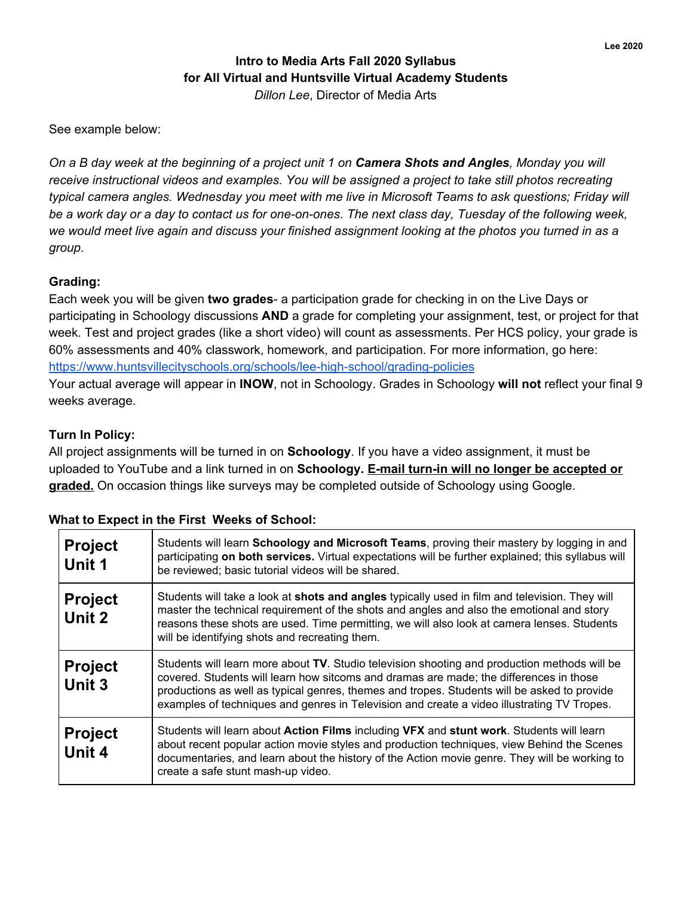**Intro to Media Arts Fall 2020 Syllabus**
**for All Virtual and Huntsville Virtual Academy Students**
*Dillon Lee*, Director of Media Arts

See example below:

*On a B day week at the beginning of a project unit 1 on **Camera Shots and Angles**, Monday you will receive instructional videos and examples. You will be assigned a project to take still photos recreating typical camera angles. Wednesday you meet with me live in Microsoft Teams to ask questions; Friday will be a work day or a day to contact us for one-on-ones. The next class day, Tuesday of the following week, we would meet live again and discuss your finished assignment looking at the photos you turned in as a group.*

**Grading:**
Each week you will be given **two grades**- a participation grade for checking in on the Live Days or participating in Schoology discussions **AND** a grade for completing your assignment, test, or project for that week. Test and project grades (like a short video) will count as assessments. Per HCS policy, your grade is 60% assessments and 40% classwork, homework, and participation. For more information, go here: https://www.huntsvillecityschools.org/schools/lee-high-school/grading-policies
Your actual average will appear in **INOW**, not in Schoology. Grades in Schoology **will not** reflect your final 9 weeks average.

**Turn In Policy:**
All project assignments will be turned in on **Schoology**. If you have a video assignment, it must be uploaded to YouTube and a link turned in on **Schoology.** **E-mail turn-in will no longer be accepted or graded.** On occasion things like surveys may be completed outside of Schoology using Google.

**What to Expect in the First Weeks of School:**

| | |
|---|---|
| **Project Unit 1** | Students will learn **Schoology and Microsoft Teams**, proving their mastery by logging in and participating **on both services.** Virtual expectations will be further explained; this syllabus will be reviewed; basic tutorial videos will be shared. |
| **Project Unit 2** | Students will take a look at **shots and angles** typically used in film and television. They will master the technical requirement of the shots and angles and also the emotional and story reasons these shots are used. Time permitting, we will also look at camera lenses. Students will be identifying shots and recreating them. |
| **Project Unit 3** | Students will learn more about **TV**. Studio television shooting and production methods will be covered. Students will learn how sitcoms and dramas are made; the differences in those productions as well as typical genres, themes and tropes. Students will be asked to provide examples of techniques and genres in Television and create a video illustrating TV Tropes. |
| **Project Unit 4** | Students will learn about **Action Films** including **VFX** and **stunt work**. Students will learn about recent popular action movie styles and production techniques, view Behind the Scenes documentaries, and learn about the history of the Action movie genre. They will be working to create a safe stunt mash-up video. |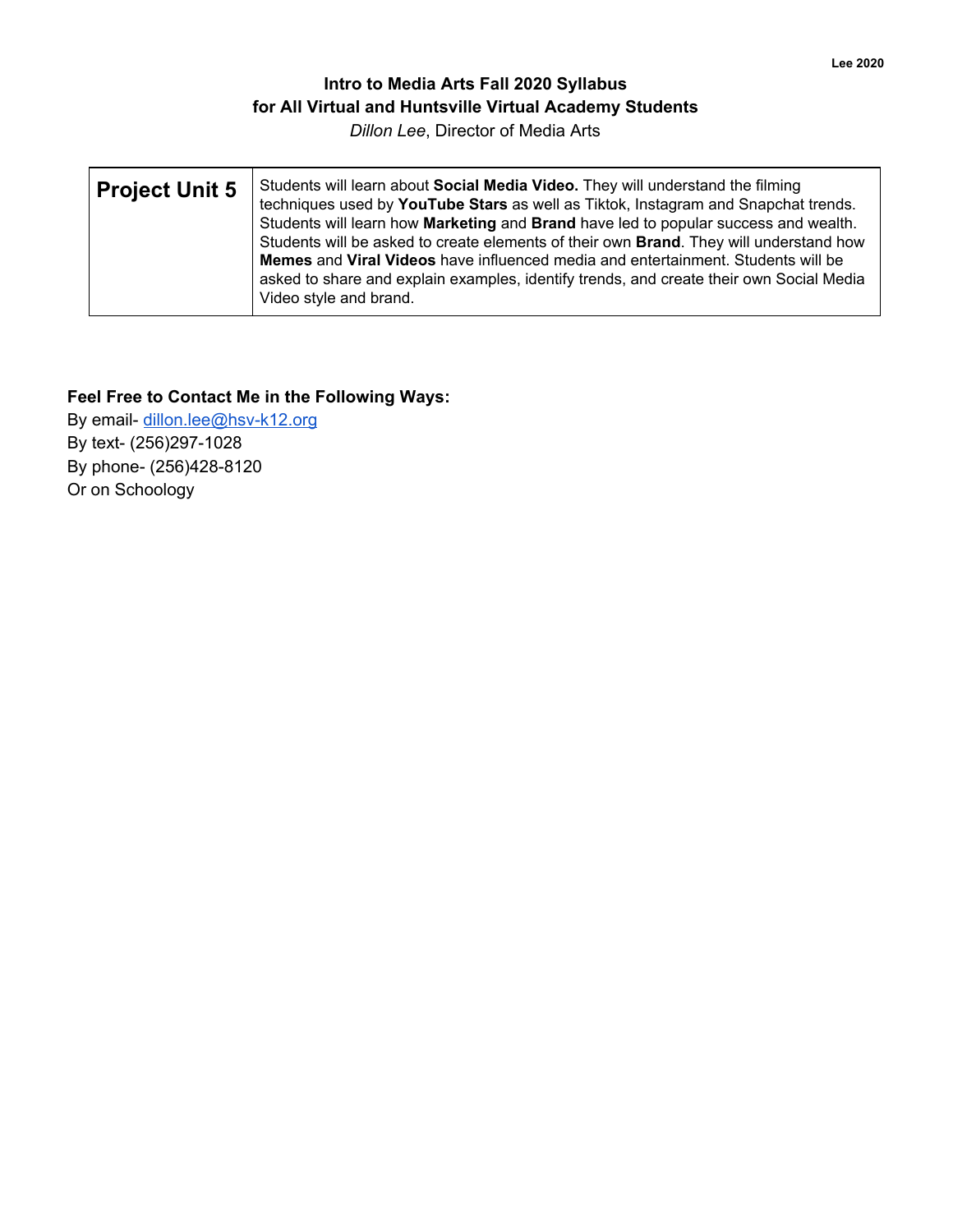**Intro to Media Arts Fall 2020 Syllabus**
**for All Virtual and Huntsville Virtual Academy Students**
*Dillon Lee*, Director of Media Arts

| | |
|---|---|
| **Project Unit 5** | Students will learn about **Social Media Video.** They will understand the filming techniques used by **YouTube Stars** as well as Tiktok, Instagram and Snapchat trends. Students will learn how **Marketing** and **Brand** have led to popular success and wealth. Students will be asked to create elements of their own **Brand**. They will understand how **Memes** and **Viral Videos** have influenced media and entertainment. Students will be asked to share and explain examples, identify trends, and create their own Social Media Video style and brand. |

**Feel Free to Contact Me in the Following Ways:**
By email- dillon.lee@hsv-k12.org
By text- (256)297-1028
By phone- (256)428-8120
Or on Schoology